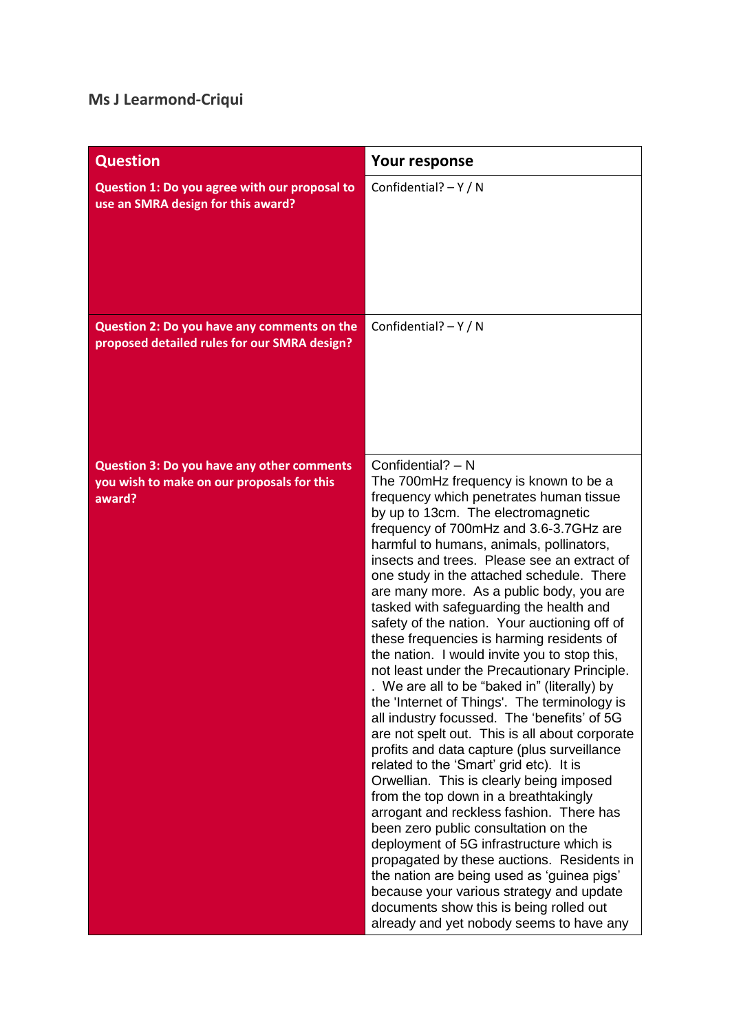## Ms J Learmond-Criqui

| Question | Your response |
|---|---|
| **Question 1: Do you agree with our proposal to use an SMRA design for this award?** | Confidential? – Y / N |
| **Question 2: Do you have any comments on the proposed detailed rules for our SMRA design?** | Confidential? – Y / N |
| **Question 3: Do you have any other comments you wish to make on our proposals for this award?** | Confidential? – N<br>The 700mHz frequency is known to be a frequency which penetrates human tissue by up to 13cm. The electromagnetic frequency of 700mHz and 3.6-3.7GHz are harmful to humans, animals, pollinators, insects and trees. Please see an extract of one study in the attached schedule. There are many more. As a public body, you are tasked with safeguarding the health and safety of the nation. Your auctioning off of these frequencies is harming residents of the nation. I would invite you to stop this, not least under the Precautionary Principle. . We are all to be "baked in" (literally) by the 'Internet of Things'. The terminology is all industry focussed. The 'benefits' of 5G are not spelt out. This is all about corporate profits and data capture (plus surveillance related to the 'Smart' grid etc). It is Orwellian. This is clearly being imposed from the top down in a breathtakingly arrogant and reckless fashion. There has been zero public consultation on the deployment of 5G infrastructure which is propagated by these auctions. Residents in the nation are being used as 'guinea pigs' because your various strategy and update documents show this is being rolled out already and yet nobody seems to have any |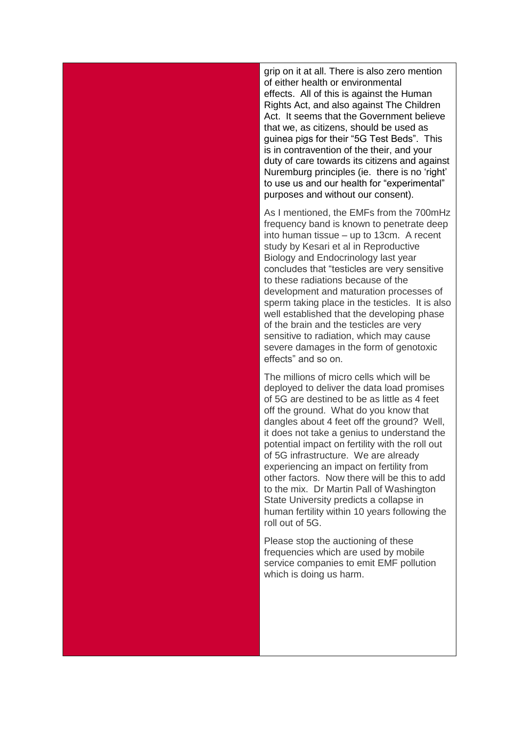grip on it at all. There is also zero mention of either health or environmental effects. All of this is against the Human Rights Act, and also against The Children Act. It seems that the Government believe that we, as citizens, should be used as guinea pigs for their "5G Test Beds". This is in contravention of the their, and your duty of care towards its citizens and against Nuremburg principles (ie. there is no 'right' to use us and our health for "experimental" purposes and without our consent).

As I mentioned, the EMFs from the 700mHz frequency band is known to penetrate deep into human tissue – up to 13cm. A recent study by Kesari et al in Reproductive Biology and Endocrinology last year concludes that "testicles are very sensitive to these radiations because of the development and maturation processes of sperm taking place in the testicles. It is also well established that the developing phase of the brain and the testicles are very sensitive to radiation, which may cause severe damages in the form of genotoxic effects" and so on.

The millions of micro cells which will be deployed to deliver the data load promises of 5G are destined to be as little as 4 feet off the ground. What do you know that dangles about 4 feet off the ground? Well, it does not take a genius to understand the potential impact on fertility with the roll out of 5G infrastructure. We are already experiencing an impact on fertility from other factors. Now there will be this to add to the mix. Dr Martin Pall of Washington State University predicts a collapse in human fertility within 10 years following the roll out of 5G.

Please stop the auctioning of these frequencies which are used by mobile service companies to emit EMF pollution which is doing us harm.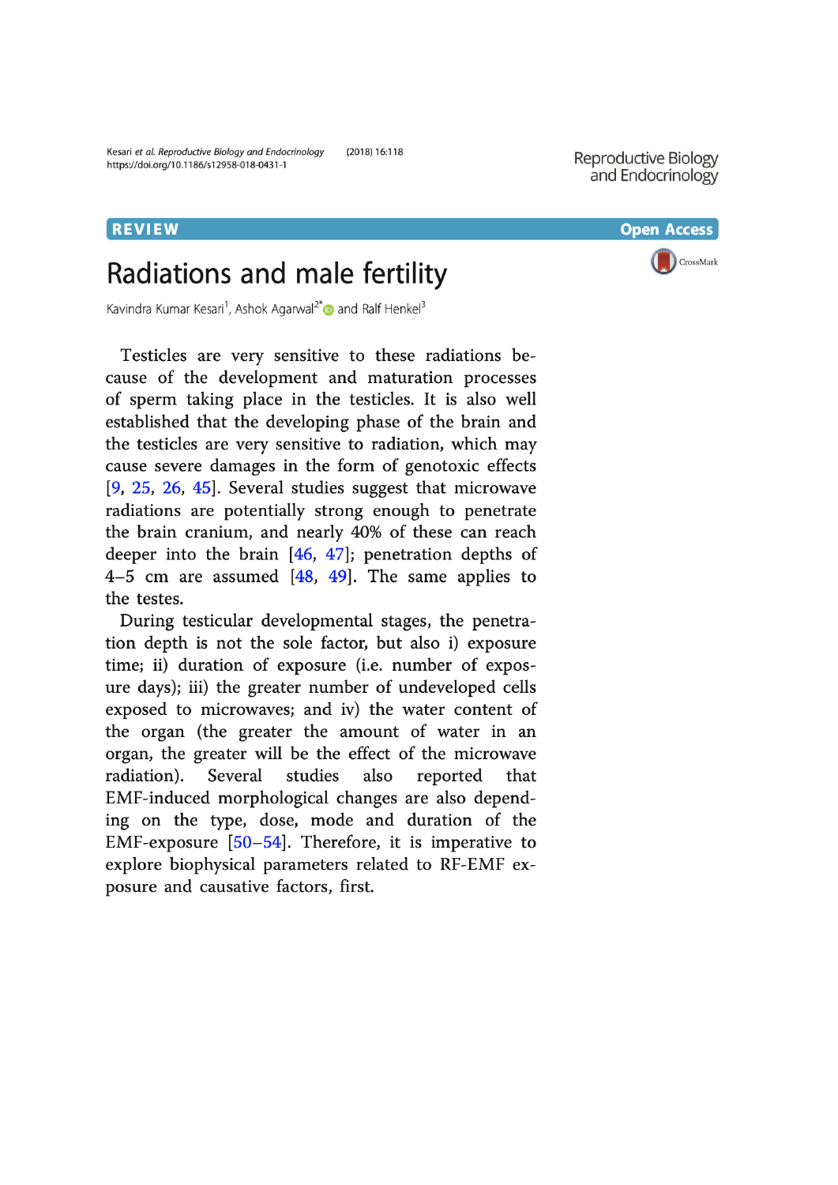Testicles are very sensitive to these radiations because of the development and maturation processes of sperm taking place in the testicles. It is also well established that the developing phase of the brain and the testicles are very sensitive to radiation, which may cause severe damages in the form of genotoxic effects [9, 25, 26, 45]. Several studies suggest that microwave radiations are potentially strong enough to penetrate the brain cranium, and nearly 40% of these can reach deeper into the brain [46, 47]; penetration depths of 4–5 cm are assumed [48, 49]. The same applies to the testes.

During testicular developmental stages, the penetration depth is not the sole factor, but also i) exposure time; ii) duration of exposure (i.e. number of exposure days); iii) the greater number of undeveloped cells exposed to microwaves; and iv) the water content of the organ (the greater the amount of water in an organ, the greater will be the effect of the microwave radiation). Several studies also reported that EMF-induced morphological changes are also depending on the type, dose, mode and duration of the EMF-exposure [50–54]. Therefore, it is imperative to explore biophysical parameters related to RF-EMF exposure and causative factors, first.